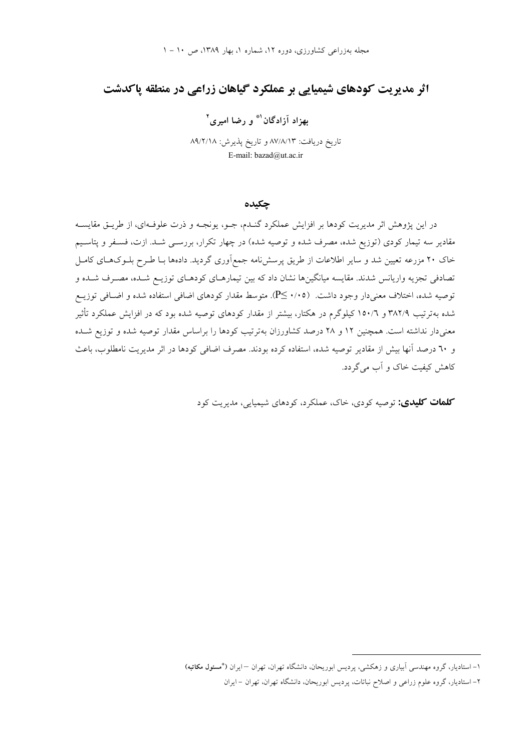# اثر مدیریت کودهای شیمیایی بر عملکرد گیاهان زراعی در منطقه پاکدشت

**بهزاد آزادگان[1]* و رضا امیری[2]**

تاریخ دریافت: ۸۷/۸/۱۳ و تاریخ پذیرش: ۸۹/۲/۱۸

E-mail: bazad@ut.ac.ir

## چکیده

در این پژوهش اثر مدیریت کودها بر افزایش عملکرد گندم، جو، یونجه و ذرت علوفه‌ای، از طریق مقایسه مقادیر سه تیمار کودی (توزیع شده، مصرف شده و توصیه شده) در چهار تکرار، بررسی شد. ازت، فسفر و پتاسیم خاک ۲۰ مزرعه تعیین شد و سایر اطلاعات از طریق پرسش‌نامه جمع‌آوری گردید. داده‌ها با طرح بلوک‌های کامل تصادفی تجزیه واریانس شدند. مقایسه میانگین‌ها نشان داد که بین تیمارهای کودهای توزیع شده، مصرف شده و توصیه شده، اختلاف معنی‌دار وجود داشت. ($P \leq ۰/۰۵$). متوسط مقدار کودهای اضافی استفاده شده و اضافی توزیع شده به‌ترتیب ۳۸۲/۹ و ۱۵۰/۶ کیلوگرم در هکتار، بیشتر از مقدار کودهای توصیه شده بود که در افزایش عملکرد تأثیر معنی‌دار نداشته است. همچنین ۱۲ و ۲۸ درصد کشاورزان به‌ترتیب کودها را براساس مقدار توصیه شده و توزیع شده و ۶۰ درصد آنها بیش از مقادیر توصیه شده، استفاده کرده بودند. مصرف اضافی کودها در اثر مدیریت نامطلوب، باعث کاهش کیفیت خاک و آب می‌گردد.

**کلمات کلیدی:** توصیه کودی، خاک، عملکرد، کودهای شیمیایی، مدیریت کود

---

۱- استادیار، گروه مهندسی آبیاری و زهکشی، پردیس ابوریحان، دانشگاه تهران، تهران – ایران (*مسئول مکاتبه)

۲- استادیار، گروه علوم زراعی و اصلاح نباتات، پردیس ابوریحان، دانشگاه تهران، تهران – ایران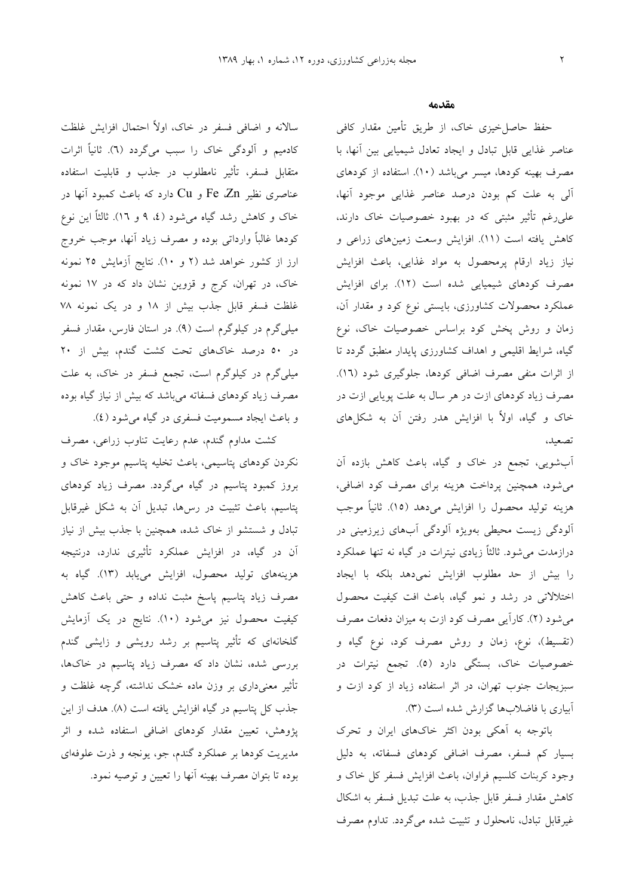## مقدمه

حفظ حاصل‌خیزی خاک، از طریق تأمین مقدار کافی عناصر غذایی قابل تبادل و ایجاد تعادل شیمیایی بین آنها، با مصرف بهینه کودها، میسر می‌باشد (۱۰). استفاده از کودهای آلی به علت کم بودن درصد عناصر غذایی موجود آنها، علی‌رغم تأثیر مثبتی که در بهبود خصوصیات خاک دارند، کاهش یافته است (۱۱). افزایش وسعت زمین‌های زراعی و نیاز زیاد ارقام پرمحصول به مواد غذایی، باعث افزایش مصرف کودهای شیمیایی شده است (۱۲). برای افزایش عملکرد محصولات کشاورزی، بایستی نوع کود و مقدار آن، زمان و روش پخش کود براساس خصوصیات خاک، نوع گیاه، شرایط اقلیمی و اهداف کشاورزی پایدار منطبق گردد تا از اثرات منفی مصرف اضافی کودها، جلوگیری شود (۱۶). مصرف زیاد کودهای ازت در هر سال به علت پویایی ازت در خاک و گیاه، اولاً با افزایش هدر رفتن آن به شکل‌های تصعید، آب‌شویی، تجمع در خاک و گیاه، باعث کاهش بازده آن می‌شود، همچنین پرداخت هزینه برای مصرف کود اضافی، هزینه تولید محصول را افزایش می‌دهد (۱۵). ثانیاً موجب آلودگی زیست محیطی به‌ویژه آلودگی آب‌های زیرزمینی در درازمدت می‌شود. ثالثاً زیادی نیترات در گیاه نه تنها عملکرد را بیش از حد مطلوب افزایش نمی‌دهد بلکه با ایجاد اختلالاتی در رشد و نمو گیاه، باعث افت کیفیت محصول می‌شود (۲). کارآیی مصرف کود ازت به میزان دفعات مصرف (تقسیط)، نوع، زمان و روش مصرف کود، نوع گیاه و خصوصیات خاک، بستگی دارد (۵). تجمع نیترات در سبزیجات جنوب تهران، در اثر استفاده زیاد از کود ازت و آبیاری با فاضلاب‌ها گزارش شده است (۳).

باتوجه به آهکی بودن اکثر خاک‌های ایران و تحرک بسیار کم فسفر، مصرف اضافی کودهای فسفاته، به دلیل وجود کربنات کلسیم فراوان، باعث افزایش فسفر کل خاک و کاهش مقدار فسفر قابل جذب، به علت تبدیل فسفر به اشکال غیرقابل تبادل، نامحلول و تثبیت شده می‌گردد. تداوم مصرف سالانه و اضافی فسفر در خاک، اولاً احتمال افزایش غلظت کادمیم و آلودگی خاک را سبب می‌گردد (۶). ثانیاً اثرات متقابل فسفر، تأثیر نامطلوب در جذب و قابلیت استفاده عناصری نظیر Fe ،Zn و Cu دارد که باعث کمبود آنها در خاک و کاهش رشد گیاه می‌شود (۴، ۹ و ۱۶). ثالثاً این نوع کودها غالباً وارداتی بوده و مصرف زیاد آنها، موجب خروج ارز از کشور خواهد شد (۲ و ۱۰). نتایج آزمایش ۲۵ نمونه خاک، در تهران، کرج و قزوین نشان داد که در ۱۷ نمونه غلظت فسفر قابل جذب بیش از ۱۸ و در یک نمونه ۷۸ میلی‌گرم در کیلوگرم است (۹). در استان فارس، مقدار فسفر در ۵۰ درصد خاک‌های تحت کشت گندم، بیش از ۲۰ میلی‌گرم در کیلوگرم است، تجمع فسفر در خاک، به علت مصرف زیاد کودهای فسفاته می‌باشد که بیش از نیاز گیاه بوده و باعث ایجاد مسمومیت فسفری در گیاه می‌شود (۴).

کشت مداوم گندم، عدم رعایت تناوب زراعی، مصرف نکردن کودهای پتاسیمی، باعث تخلیه پتاسیم موجود خاک و بروز کمبود پتاسیم در گیاه می‌گردد. مصرف زیاد کودهای پتاسیم، باعث تثبیت در رس‌ها، تبدیل آن به شکل غیرقابل تبادل و شستشو از خاک شده، همچنین با جذب بیش از نیاز آن در گیاه، در افزایش عملکرد تأثیری ندارد، درنتیجه هزینه‌های تولید محصول، افزایش می‌یابد (۱۳). گیاه به مصرف زیاد پتاسیم پاسخ مثبت نداده و حتی باعث کاهش کیفیت محصول نیز می‌شود (۱۰). نتایج در یک آزمایش گلخانه‌ای که تأثیر پتاسیم بر رشد رویشی و زایشی گندم بررسی شده، نشان داد که مصرف زیاد پتاسیم در خاک‌ها، تأثیر معنی‌داری بر وزن ماده خشک نداشته، گرچه غلظت و جذب کل پتاسیم در گیاه افزایش یافته است (۸). هدف از این پژوهش، تعیین مقدار کودهای اضافی استفاده شده و اثر مدیریت کودها بر عملکرد گندم، جو، یونجه و ذرت علوفه‌ای بوده تا بتوان مصرف بهینه آنها را تعیین و توصیه نمود.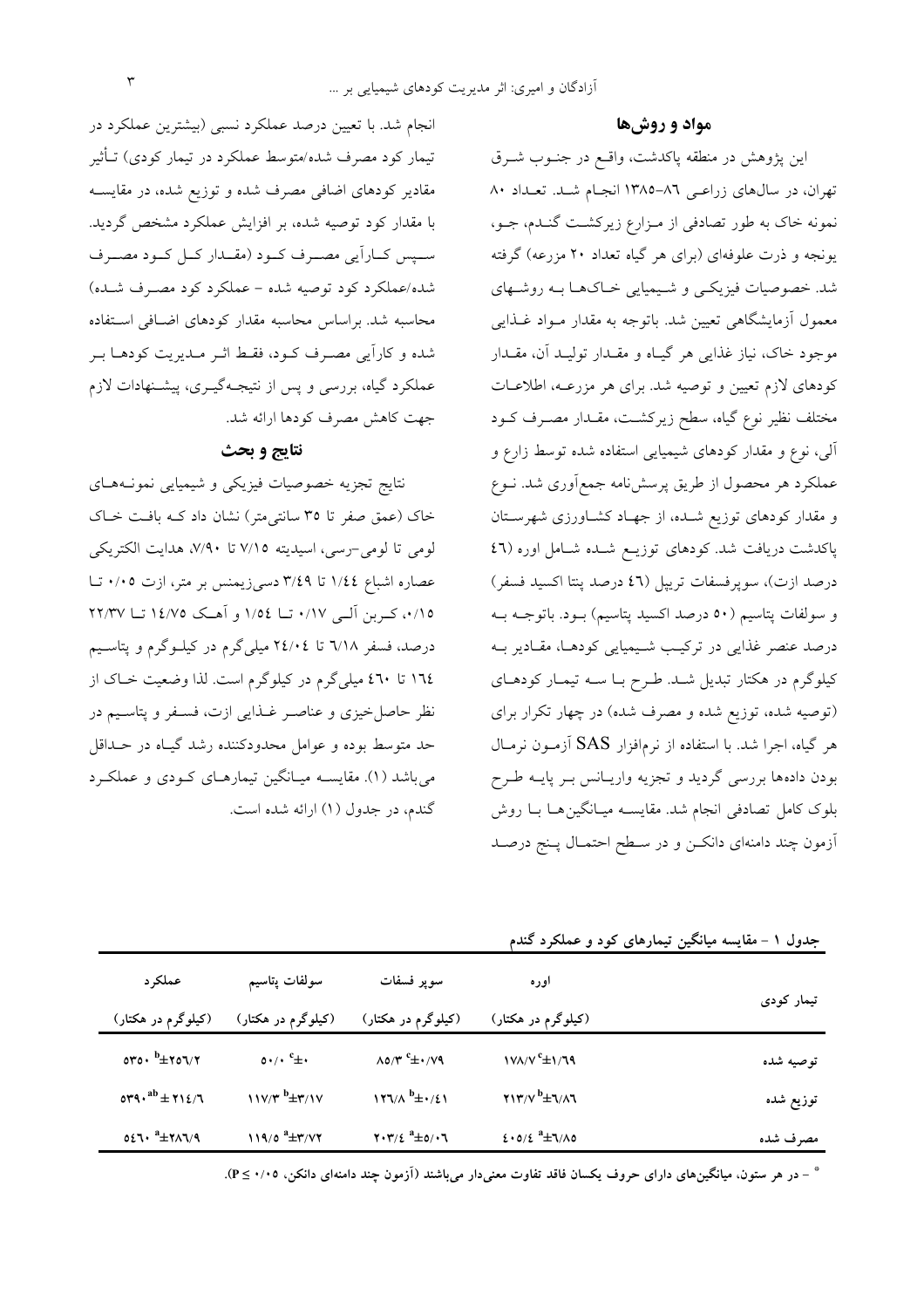## مواد و روش‌ها

این پژوهش در منطقه پاکدشت، واقع در جنوب شرق تهران، در سال‌های زراعی ۸۶-۱۳۸۵ انجام شد. تعداد ۸۰ نمونه خاک به طور تصادفی از مزارع زیرکشت گندم، جو، یونجه و ذرت علوفه‌ای (برای هر گیاه تعداد ۲۰ مزرعه) گرفته شد. خصوصیات فیزیکی و شیمیایی خاک‌ها به روش‌های معمول آزمایشگاهی تعیین شد. باتوجه به مقدار مواد غذایی موجود خاک، نیاز غذایی هر گیاه و مقدار تولید آن، مقدار کودهای لازم تعیین و توصیه شد. برای هر مزرعه، اطلاعات مختلف نظیر نوع گیاه، سطح زیرکشت، مقدار مصرف کود آلی، نوع و مقدار کودهای شیمیایی استفاده شده توسط زارع و عملکرد هر محصول از طریق پرسش‌نامه جمع‌آوری شد. نوع و مقدار کودهای توزیع شده، از جهاد کشاورزی شهرستان پاکدشت دریافت شد. کودهای توزیع شده شامل اوره (۴۶ درصد ازت)، سوپرفسفات تریپل (۴۶ درصد پنتا اکسید فسفر) و سولفات پتاسیم (۵۰ درصد اکسید پتاسیم) بود. باتوجه به درصد عنصر غذایی در ترکیب شیمیایی کودها، مقادیر به کیلوگرم در هکتار تبدیل شد. طرح با سه تیمار کودهای (توصیه شده، توزیع شده و مصرف شده) در چهار تکرار برای هر گیاه، اجرا شد. با استفاده از نرم‌افزار SAS آزمون نرمال بودن داده‌ها بررسی گردید و تجزیه واریانس بر پایه طرح بلوک کامل تصادفی انجام شد. مقایسه میانگین‌ها با روش آزمون چند دامنه‌ای دانکن و در سطح احتمال پنج درصد انجام شد. با تعیین درصد عملکرد نسبی (بیشترین عملکرد در تیمار کود مصرف شده/متوسط عملکرد در تیمار کودی) تأثیر مقادیر کودهای اضافی مصرف شده و توزیع شده، در مقایسه با مقدار کود توصیه شده، بر افزایش عملکرد مشخص گردید. سپس کارآیی مصرف کود (مقدار کل کود مصرف شده/عملکرد کود توصیه شده - عملکرد کود مصرف شده) محاسبه شد. براساس محاسبه مقدار کودهای اضافی استفاده شده و کارآیی مصرف کود، فقط اثر مدیریت کودها بر عملکرد گیاه، بررسی و پس از نتیجه‌گیری، پیشنهادات لازم جهت کاهش مصرف کودها ارائه شد.

## نتایج و بحث

نتایج تجزیه خصوصیات فیزیکی و شیمیایی نمونه‌های خاک (عمق صفر تا ۳۵ سانتی‌متر) نشان داد که بافت خاک لومی تا لومی-رسی، اسیدیته ۷/۱۵ تا ۷/۹۰، هدایت الکتریکی عصاره اشباع ۱/۴۴ تا ۳/۴۹ دسی‌زیمنس بر متر، ازت ۰/۰۵ تا ۰/۱۵، کربن آلی ۰/۱۷ تا ۱/۵۴ و آهک ۱۴/۷۵ تا ۲۲/۳۷ درصد، فسفر ۶/۱۸ تا ۲۴/۰۴ میلی‌گرم در کیلوگرم و پتاسیم ۱۶۴ تا ۴۶۰ میلی‌گرم در کیلوگرم است. لذا وضعیت خاک از نظر حاصلخیزی و عناصر غذایی ازت، فسفر و پتاسیم در حد متوسط بوده و عوامل محدودکننده رشد گیاه در حداقل می‌باشد (۱). مقایسه میانگین تیمارهای کودی و عملکرد گندم، در جدول (۱) ارائه شده است.

**جدول ۱ - مقایسه میانگین تیمارهای کود و عملکرد گندم**

| تیمار کودی | اوره (کیلوگرم در هکتار) | سوپر فسفات (کیلوگرم در هکتار) | سولفات پتاسیم (کیلوگرم در هکتار) | عملکرد (کیلوگرم در هکتار) |
|---|---|---|---|---|
| توصیه شده | $178/7^{c}\pm1/69$ | $85/3^{c}\pm0/79$ | $0/0^{c}\pm0$ | $5350^{b}\pm256/2$ |
| توزیع شده | $213/7^{b}\pm6/86$ | $126/8^{b}\pm0/41$ | $117/3^{b}\pm3/17$ | $5390^{ab}\pm214/6$ |
| مصرف شده | $405/4^{a}\pm6/85$ | $203/4^{a}\pm5/06$ | $119/5^{a}\pm3/72$ | $5460^{a}\pm286/9$ |

* - در هر ستون، میانگین‌های دارای حروف یکسان فاقد تفاوت معنی‌دار می‌باشند (آزمون چند دامنه‌ای دانکن، $P \leq 0/05$).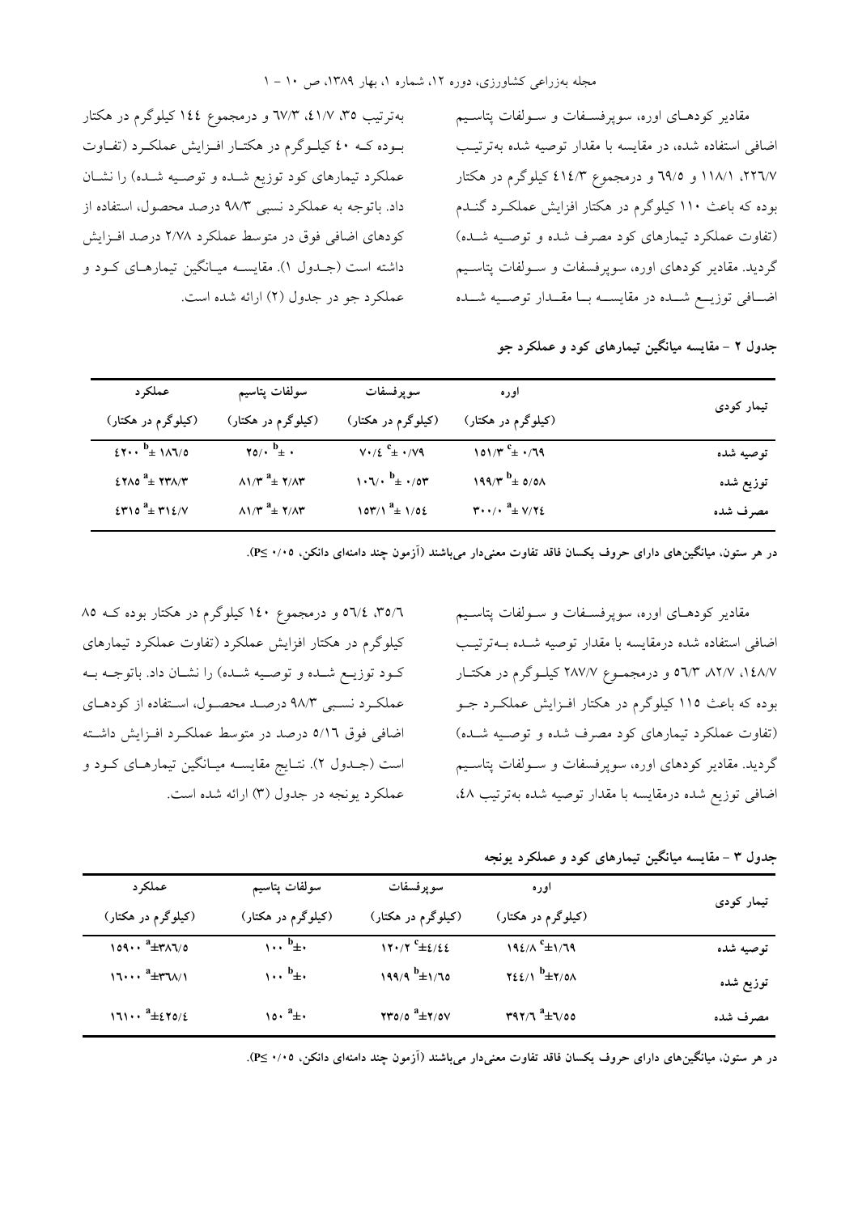مقادیر کودهای اوره، سوپرفسفات و سولفات پتاسیم اضافی استفاده شده، در مقایسه با مقدار توصیه شده به‌ترتیب ۲۲۶/۷، ۱۱۸/۱ و ۶۹/۵ و درمجموع ۴۱۴/۳ کیلوگرم در هکتار بوده که باعث ۱۱۰ کیلوگرم در هکتار افزایش عملکرد گندم (تفاوت عملکرد تیمارهای کود مصرف شده و توصیه شده) گردید. مقادیر کودهای اوره، سوپرفسفات و سولفات پتاسیم اضافی توزیع شده در مقایسه با مقدار توصیه شده به‌ترتیب ۳۵، ۴۱/۷، ۶۷/۳ و درمجموع ۱۴۴ کیلوگرم در هکتار بوده که ۴۰ کیلوگرم در هکتار افزایش عملکرد (تفاوت عملکرد تیمارهای کود توزیع شده و توصیه شده) را نشان داد. باتوجه به عملکرد نسبی ۹۸/۳ درصد محصول، استفاده از کودهای اضافی فوق در متوسط عملکرد ۲/۷۸ درصد افزایش داشته است (جدول ۱). مقایسه میانگین تیمارهای کود و عملکرد جو در جدول (۲) ارائه شده است.

**جدول ۲ - مقایسه میانگین تیمارهای کود و عملکرد جو**

| تیمار کودی | اوره (کیلوگرم در هکتار) | سوپرفسفات (کیلوگرم در هکتار) | سولفات پتاسیم (کیلوگرم در هکتار) | عملکرد (کیلوگرم در هکتار) |
|---|---|---|---|---|
| توصیه شده | $۱۵۱/۳^{c} \pm ۰/۶۹$ | $۷۰/۴^{c} \pm ۰/۷۹$ | $۲۵/۰^{b} \pm ۰$ | $۴۲۰۰^{b} \pm ۱۸۶/۵$ |
| توزیع شده | $۱۹۹/۳^{b} \pm ۵/۵۸$ | $۱۰۶/۰^{b} \pm ۰/۵۳$ | $۸۱/۳^{a} \pm ۲/۸۳$ | $۴۲۸۵^{a} \pm ۲۳۸/۳$ |
| مصرف شده | $۳۰۰/۰^{a} \pm ۷/۲۴$ | $۱۵۳/۱^{a} \pm ۱/۵۴$ | $۸۱/۳^{a} \pm ۲/۸۳$ | $۴۳۱۵^{a} \pm ۳۱۴/۷$ |

**در هر ستون، میانگین‌های دارای حروف یکسان فاقد تفاوت معنی‌دار می‌باشند (آزمون چند دامنه‌ای دانکن، ۰/۰۵ ≥P).**

مقادیر کودهای اوره، سوپرفسفات و سولفات پتاسیم اضافی استفاده شده درمقایسه با مقدار توصیه شده به‌ترتیب ۱۴۸/۷، ۸۲/۷، ۵۶/۳ و درمجموع ۲۸۷/۷ کیلوگرم در هکتار بوده که باعث ۱۱۵ کیلوگرم در هکتار افزایش عملکرد جو (تفاوت عملکرد تیمارهای کود مصرف شده و توصیه شده) گردید. مقادیر کودهای اوره، سوپرفسفات و سولفات پتاسیم اضافی توزیع شده درمقایسه با مقدار توصیه شده به‌ترتیب ۴۸، ۳۵/۶، ۵۶/۴ و درمجموع ۱۴۰ کیلوگرم در هکتار بوده که ۸۵ کیلوگرم در هکتار افزایش عملکرد (تفاوت عملکرد تیمارهای کود توزیع شده و توصیه شده) را نشان داد. باتوجه به عملکرد نسبی ۹۸/۳ درصد محصول، استفاده از کودهای اضافی فوق ۵/۱۶ درصد در متوسط عملکرد افزایش داشته است (جدول ۲). نتایج مقایسه میانگین تیمارهای کود و عملکرد یونجه در جدول (۳) ارائه شده است.

**جدول ۳ - مقایسه میانگین تیمارهای کود و عملکرد یونجه**

| تیمار کودی | اوره (کیلوگرم در هکتار) | سوپرفسفات (کیلوگرم در هکتار) | سولفات پتاسیم (کیلوگرم در هکتار) | عملکرد (کیلوگرم در هکتار) |
|---|---|---|---|---|
| توصیه شده | $۱۹۴/۸^{c} \pm ۱/۶۹$ | $۱۲۰/۲^{c} \pm ۴/۴۴$ | $۱۰۰^{b} \pm ۰$ | $۱۵۹۰۰^{a} \pm ۳۸۶/۵$ |
| توزیع شده | $۲۴۴/۱^{b} \pm ۲/۵۸$ | $۱۹۹/۹^{b} \pm ۱/۶۵$ | $۱۰۰^{b} \pm ۰$ | $۱۶۰۰۰^{a} \pm ۳۶۸/۱$ |
| مصرف شده | $۳۹۲/۶^{a} \pm ۶/۵۵$ | $۲۳۵/۵^{a} \pm ۲/۵۷$ | $۱۵۰^{a} \pm ۰$ | $۱۶۱۰۰^{a} \pm ۴۲۵/۴$ |

**در هر ستون، میانگین‌های دارای حروف یکسان فاقد تفاوت معنی‌دار می‌باشند (آزمون چند دامنه‌ای دانکن، ۰/۰۵ ≥P).**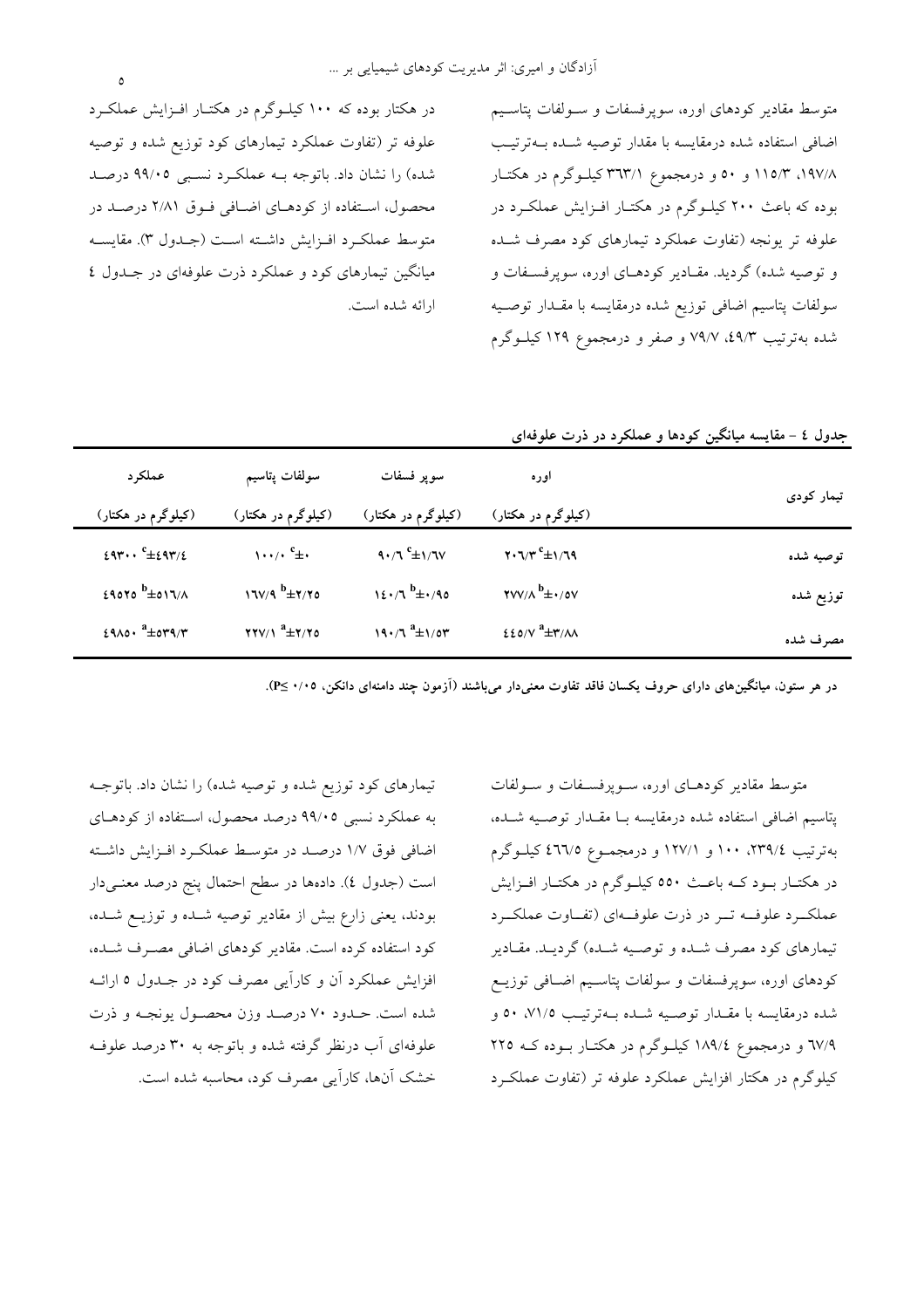متوسط مقادیر کودهای اوره، سوپرفسفات و سولفات پتاسیم اضافی استفاده شده درمقایسه با مقدار توصیه شده به‌ترتیب ۱۹۷/۸، ۱۱۵/۳ و ۵۰ و درمجموع ۳۶۳/۱ کیلوگرم در هکتار بوده که باعث ۲۰۰ کیلوگرم در هکتار افزایش عملکرد در علوفه تر یونجه (تفاوت عملکرد تیمارهای کود مصرف شده و توصیه شده) گردید. مقادیر کودهای اوره، سوپرفسفات و سولفات پتاسیم اضافی توزیع شده درمقایسه با مقدار توصیه شده به‌ترتیب ۴۹/۳، ۷۹/۷ و صفر و درمجموع ۱۲۹ کیلوگرم در هکتار بوده که ۱۰۰ کیلوگرم در هکتار افزایش عملکرد علوفه تر (تفاوت عملکرد تیمارهای کود توزیع شده و توصیه شده) را نشان داد. باتوجه به عملکرد نسبی ۹۹/۰۵ درصد محصول، استفاده از کودهای اضافی فوق ۲/۸۱ درصد در متوسط عملکرد افزایش داشته است (جدول ۳). مقایسه میانگین تیمارهای کود و عملکرد ذرت علوفه‌ای در جدول ٤ ارائه شده است.

**جدول ٤ - مقایسه میانگین کودها و عملکرد در ذرت علوفه‌ای**

| تیمار کودی | اوره (کیلوگرم در هکتار) | سوپر فسفات (کیلوگرم در هکتار) | سولفات پتاسیم (کیلوگرم در هکتار) | عملکرد (کیلوگرم در هکتار) |
|---|---|---|---|---|
| توصیه شده | ۲۰۶/۳ $^{c}$±۱/٦۹ | ۹۰/٦ $^{c}$±۱/٦۷ | ۱۰۰/۰ $^{c}$±۰ | ٤۹۳۰۰ $^{c}$±٤۹۳/٤ |
| توزیع شده | ۲۷۷/۸ $^{b}$±۰/۵۷ | ۱٤۰/٦ $^{b}$±۰/۹۵ | ۱٦۷/۹ $^{b}$±۲/۲۵ | ٤۹۵۲۵ $^{b}$±۵۱٦/۸ |
| مصرف شده | ٤٤۵/۷ $^{a}$±۳/۸۸ | ۱۹۰/٦ $^{a}$±۱/۵۳ | ۲۲۷/۱ $^{a}$±۲/۲۵ | ٤۹۸۵۰ $^{a}$±۵۳۹/۳ |

در هر ستون، میانگین‌های دارای حروف یکسان فاقد تفاوت معنی‌دار می‌باشند (آزمون چند دامنه‌ای دانکن، $P \leq ۰/۰۵$).

متوسط مقادیر کودهای اوره، سوپرفسفات و سولفات پتاسیم اضافی استفاده شده درمقایسه با مقدار توصیه شده، به‌ترتیب ۲۳۹/٤، ۱۰۰ و ۱۲۷/۱ و درمجموع ٤٦٦/۵ کیلوگرم در هکتار بود که باعث ۵۵۰ کیلوگرم در هکتار افزایش عملکرد علوفه تر در ذرت علوفه‌ای (تفاوت عملکرد تیمارهای کود مصرف شده و توصیه شده) گردید. مقادیر کودهای اوره، سوپرفسفات و سولفات پتاسیم اضافی توزیع شده درمقایسه با مقدار توصیه شده به‌ترتیب ۷۱/۵، ۵۰ و ٦۷/۹ و درمجموع ۱۸۹/٤ کیلوگرم در هکتار بوده که ۲۲۵ کیلوگرم در هکتار افزایش عملکرد علوفه تر (تفاوت عملکرد تیمارهای کود توزیع شده و توصیه شده) را نشان داد. باتوجه به عملکرد نسبی ۹۹/۰۵ درصد محصول، استفاده از کودهای اضافی فوق ۱/۷ درصد در متوسط عملکرد افزایش داشته است (جدول ٤). داده‌ها در سطح احتمال پنج درصد معنی‌دار بودند، یعنی زارع بیش از مقادیر توصیه شده و توزیع شده، کود استفاده کرده است. مقادیر کودهای اضافی مصرف شده، افزایش عملکرد آن و کارآیی مصرف کود در جدول ۵ ارائه شده است. حدود ۷۰ درصد وزن محصول یونجه و ذرت علوفه‌ای آب درنظر گرفته شده و باتوجه به ۳۰ درصد علوفه خشک آن‌ها، کارآیی مصرف کود، محاسبه شده است.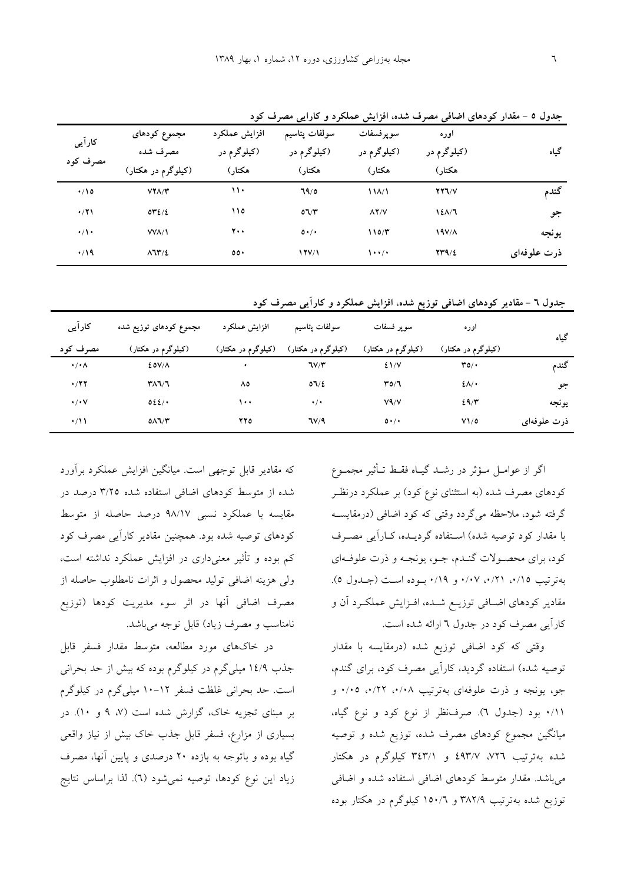جدول ۵ – مقدار کودهای اضافی مصرف شده، افزایش عملکرد و کارایی مصرف کود

| گیاه | اوره (کیلوگرم در هکتار) | سوپرفسفات (کیلوگرم در هکتار) | سولفات پتاسیم (کیلوگرم در هکتار) | افزایش عملکرد (کیلوگرم در هکتار) | مجموع کودهای مصرف شده (کیلوگرم در هکتار) | کارآیی مصرف کود |
|---|---|---|---|---|---|---|
| گندم | ۲۲۶/۷ | ۱۱۸/۱ | ۶۹/۵ | ۱۱۰ | ۷۲۸/۳ | ۰/۱۵ |
| جو | ۱۴۸/۶ | ۸۲/۷ | ۵۶/۳ | ۱۱۵ | ۵۳۴/۴ | ۰/۲۱ |
| یونجه | ۱۹۷/۸ | ۱۱۵/۳ | ۵۰/۰ | ۲۰۰ | ۷۷۸/۱ | ۰/۱۰ |
| ذرت علوفه‌ای | ۲۳۹/۴ | ۱۰۰/۰ | ۱۲۷/۱ | ۵۵۰ | ۸۶۳/۴ | ۰/۱۹ |

جدول ۶ – مقادیر کودهای اضافی توزیع شده، افزایش عملکرد و کارآیی مصرف کود

| گیاه | اوره (کیلوگرم در هکتار) | سوپر فسفات (کیلوگرم در هکتار) | سولفات پتاسیم (کیلوگرم در هکتار) | افزایش عملکرد (کیلوگرم در هکتار) | مجموع کودهای توزیع شده (کیلوگرم در هکتار) | کارآیی مصرف کود |
|---|---|---|---|---|---|---|
| گندم | ۳۵/۰ | ۴۱/۷ | ۶۷/۳ | ۰ | ۴۵۷/۸ | ۰/۰۸ |
| جو | ۴۸/۰ | ۳۵/۶ | ۵۶/۴ | ۸۵ | ۳۸۶/۶ | ۰/۲۲ |
| یونجه | ۴۹/۳ | ۷۹/۷ | ۰/۰ | ۱۰۰ | ۵۴۴/۰ | ۰/۰۷ |
| ذرت علوفه‌ای | ۷۱/۵ | ۵۰/۰ | ۶۷/۹ | ۲۲۵ | ۵۸۶/۳ | ۰/۱۱ |

اگر از عوامل مؤثر در رشد گیاه فقط تأثیر مجموع کودهای مصرف شده (به استثنای نوع کود) بر عملکرد درنظر گرفته شود، ملاحظه می‌گردد وقتی که کود اضافی (درمقایسه با مقدار کود توصیه شده) استفاده گردیده، کارآیی مصرف کود، برای محصولات گندم، جو، یونجه و ذرت علوفه‌ای به‌ترتیب ۰/۱۵، ۰/۲۱، ۰/۰۷ و ۰/۱۹ بوده است (جدول ۵). مقادیر کودهای اضافی توزیع شده، افزایش عملکرد آن و کارآیی مصرف کود در جدول ۶ ارائه شده است.

وقتی که کود اضافی توزیع شده (درمقایسه با مقدار توصیه شده) استفاده گردید، کارآیی مصرف کود، برای گندم، جو، یونجه و ذرت علوفه‌ای به‌ترتیب ۰/۰۸، ۰/۲۲، ۰/۰۵ و ۰/۱۱ بود (جدول ۶). صرف‌نظر از نوع کود و نوع گیاه، میانگین مجموع کودهای مصرف شده، توزیع شده و توصیه شده به‌ترتیب ۷۲۶، ۴۹۳/۷ و ۳۴۳/۱ کیلوگرم در هکتار می‌باشد. مقدار متوسط کودهای اضافی استفاده شده و اضافی توزیع شده به‌ترتیب ۳۸۲/۹ و ۱۵۰/۶ کیلوگرم در هکتار بوده که مقادیر قابل توجهی است. میانگین افزایش عملکرد برآورد شده از متوسط کودهای اضافی استفاده شده ۳/۲۵ درصد در مقایسه با عملکرد نسبی ۹۸/۱۷ درصد حاصله از متوسط کودهای توصیه شده بود. همچنین مقادیر کارآیی مصرف کود کم بوده و تأثیر معنی‌داری در افزایش عملکرد نداشته است، ولی هزینه اضافی تولید محصول و اثرات نامطلوب حاصله از مصرف اضافی آنها در اثر سوء مدیریت کودها (توزیع نامناسب و مصرف زیاد) قابل توجه می‌باشد.

در خاک‌های مورد مطالعه، متوسط مقدار فسفر قابل جذب ۱۴/۹ میلی‌گرم در کیلوگرم بوده که بیش از حد بحرانی است. حد بحرانی غلظت فسفر ۱۲–۱۰ میلی‌گرم در کیلوگرم بر مبنای تجزیه خاک، گزارش شده است (۷، ۹ و ۱۰). در بسیاری از مزارع، فسفر قابل جذب خاک بیش از نیاز واقعی گیاه بوده و باتوجه به بازده ۲۰ درصدی و پایین آنها، مصرف زیاد این نوع کودها، توصیه نمی‌شود (۶). لذا براساس نتایج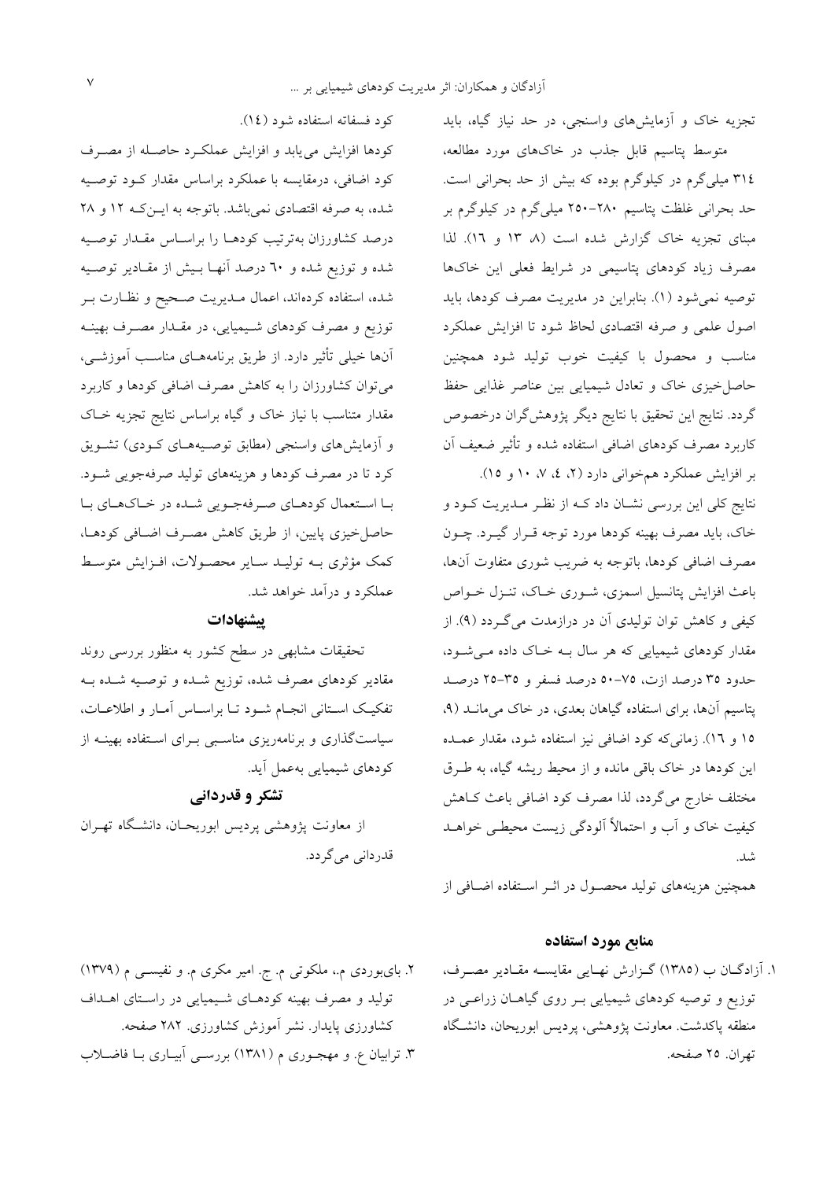تجزیه خاک و آزمایش‌های واسنجی، در حد نیاز گیاه، باید

متوسط پتاسیم قابل جذب در خاک‌های مورد مطالعه، ۳۱۴ میلی‌گرم در کیلوگرم بوده که بیش از حد بحرانی است. حد بحرانی غلظت پتاسیم ۲۸۰-۲۵۰ میلی‌گرم در کیلوگرم بر مبنای تجزیه خاک گزارش شده است (۸، ۱۳ و ۱۶). لذا مصرف زیاد کودهای پتاسیمی در شرایط فعلی این خاک‌ها توصیه نمی‌شود (۱). بنابراین در مدیریت مصرف کودها، باید اصول علمی و صرفه اقتصادی لحاظ شود تا افزایش عملکرد مناسب و محصول با کیفیت خوب تولید شود همچنین حاصل‌خیزی خاک و تعادل شیمیایی بین عناصر غذایی حفظ گردد. نتایج این تحقیق با نتایج دیگر پژوهش‌گران درخصوص کاربرد مصرف کودهای اضافی استفاده شده و تأثیر ضعیف آن بر افزایش عملکرد هم‌خوانی دارد (۲، ۴، ۷، ۱۰ و ۱۵).

نتایج کلی این بررسی نشان داد که از نظر مدیریت کود و خاک، باید مصرف بهینه کودها مورد توجه قرار گیرد. چون مصرف اضافی کودها، باتوجه به ضریب شوری متفاوت آن‌ها، باعث افزایش پتانسیل اسمزی، شوری خاک، تنزل خواص کیفی و کاهش توان تولیدی آن در درازمدت می‌گردد (۹). از مقدار کودهای شیمیایی که هر سال به خاک داده می‌شود، حدود ۳۵ درصد ازت، ۷۵-۵۰ درصد فسفر و ۳۵-۲۵ درصد پتاسیم آن‌ها، برای استفاده گیاهان بعدی، در خاک می‌مانند (۹، ۱۵ و ۱۶). زمانی‌که کود اضافی نیز استفاده شود، مقدار عمده این کودها در خاک باقی مانده و از محیط ریشه گیاه، به طرق مختلف خارج می‌گردد، لذا مصرف کود اضافی باعث کاهش کیفیت خاک و آب و احتمالاً آلودگی زیست محیطی خواهد شد.

همچنین هزینه‌های تولید محصول در اثر استفاده اضافی از کود فسفاته استفاده شود (۱۴).

کودها افزایش می‌یابد و افزایش عملکرد حاصله از مصرف کود اضافی، درمقایسه با عملکرد براساس مقدار کود توصیه شده، به صرفه اقتصادی نمی‌باشد. باتوجه به این‌که ۱۲ و ۲۸ درصد کشاورزان به‌ترتیب کودها را براساس مقدار توصیه شده و توزیع شده و ۶۰ درصد آنها بیش از مقادیر توصیه شده، استفاده کرده‌اند، اعمال مدیریت صحیح و نظارت بر توزیع و مصرف کودهای شیمیایی، در مقدار مصرف بهینه آن‌ها خیلی تأثیر دارد. از طریق برنامه‌های مناسب آموزشی، می‌توان کشاورزان را به کاهش مصرف اضافی کودها و کاربرد مقدار متناسب با نیاز خاک و گیاه براساس نتایج تجزیه خاک و آزمایش‌های واسنجی (مطابق توصیه‌های کودی) تشویق کرد تا در مصرف کودها و هزینه‌های تولید صرفه‌جویی شود. با استعمال کودهای صرفه‌جویی شده در خاک‌های با حاصل‌خیزی پایین، از طریق کاهش مصرف اضافی کودها، کمک مؤثری به تولید سایر محصولات، افزایش متوسط عملکرد و درآمد خواهد شد.

## پیشنهادات

تحقیقات مشابهی در سطح کشور به منظور بررسی روند مقادیر کودهای مصرف شده، توزیع شده و توصیه شده به تفکیک استانی انجام شود تا براساس آمار و اطلاعات، سیاست‌گذاری و برنامه‌ریزی مناسبی برای استفاده بهینه از کودهای شیمیایی به‌عمل آید.

## تشکر و قدردانی

از معاونت پژوهشی پردیس ابوریحان، دانشگاه تهران قدردانی می‌گردد.

## منابع مورد استفاده

۱. آزادگان ب (۱۳۸۵) گزارش نهایی مقایسه مقادیر مصرف، توزیع و توصیه کودهای شیمیایی بر روی گیاهان زراعی در منطقه پاکدشت. معاونت پژوهشی، پردیس ابوریحان، دانشگاه تهران. ۲۵ صفحه.

۲. بای‌بوردی م.، ملکوتی م. ج. امیر مکری م. و نفیسی م (۱۳۷۹) تولید و مصرف بهینه کودهای شیمیایی در راستای اهداف کشاورزی پایدار. نشر آموزش کشاورزی. ۲۸۲ صفحه.

۳. ترابیان ع. و مهجوری م (۱۳۸۱) بررسی آبیاری با فاضلاب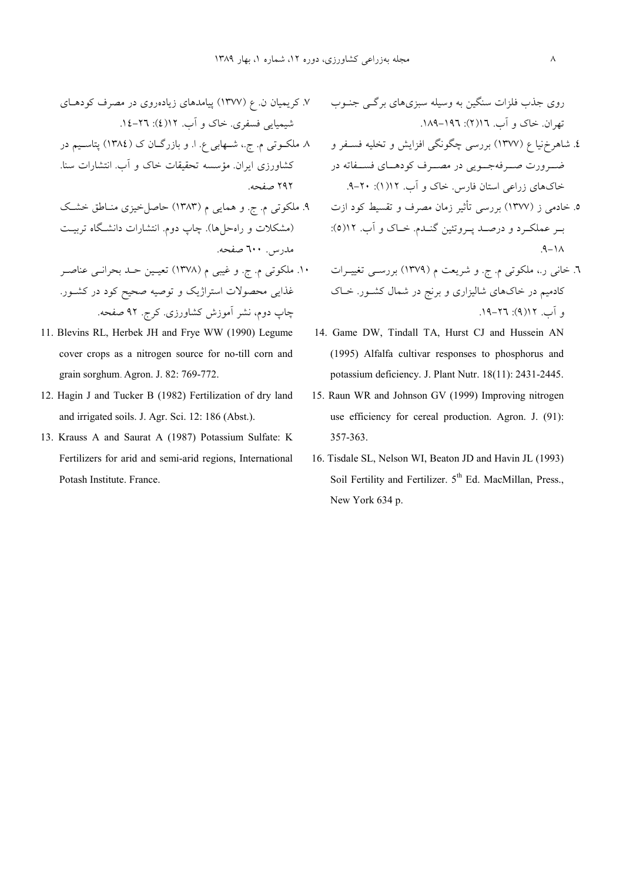روی جذب فلزات سنگین به وسیله سبزی‌های برگی جنوب تهران. خاک و آب. ۱۶(۲): ۱۹۶–۱۸۹.

۴. شاهرخ‌نیا ع (۱۳۷۷) بررسی چگونگی افزایش و تخلیه فسفر و ضرورت صرفه‌جویی در مصرف کودهای فسفاته در خاک‌های زراعی استان فارس. خاک و آب. ۱۲(۱): ۲۰–۹.

۵. خادمی ز (۱۳۷۷) بررسی تأثیر زمان مصرف و تقسیط کود ازت بر عملکرد و درصد پروتئین گندم. خاک و آب. ۱۲(۵): ۱۸–۹.

۶. خانی ر.، ملکوتی م. ج. و شریعت م (۱۳۷۹) بررسی تغییرات کادمیم در خاک‌های شالیزاری و برنج در شمال کشور. خاک و آب. ۱۲(۹): ۲۶–۱۹.

۷. کریمیان ن. ع (۱۳۷۷) پیامدهای زیاده‌روی در مصرف کودهای شیمیایی فسفری. خاک و آب. ۱۲(۴): ۲۶–۱۴.

۸. ملکوتی م. ج.، شهابی ع. ا. و بازرگان ک (۱۳۸۴) پتاسیم در کشاورزی ایران. مؤسسه تحقیقات خاک و آب. انتشارات سنا. ۲۹۲ صفحه.

۹. ملکوتی م. ج. و همایی م (۱۳۸۳) حاصلخیزی مناطق خشک (مشکلات و راه‌حل‌ها). چاپ دوم. انتشارات دانشگاه تربیت مدرس. ۶۰۰ صفحه.

۱۰. ملکوتی م. ج. و غیبی م (۱۳۷۸) تعیین حد بحرانی عناصر غذایی محصولات استراژیک و توصیه صحیح کود در کشور. چاپ دوم، نشر آموزش کشاورزی. کرج. ۹۲ صفحه.

11. Blevins RL, Herbek JH and Frye WW (1990) Legume cover crops as a nitrogen source for no-till corn and grain sorghum. Agron. J. 82: 769-772.

12. Hagin J and Tucker B (1982) Fertilization of dry land and irrigated soils. J. Agr. Sci. 12: 186 (Abst.).

13. Krauss A and Saurat A (1987) Potassium Sulfate: K Fertilizers for arid and semi-arid regions, International Potash Institute. France.

14. Game DW, Tindall TA, Hurst CJ and Hussein AN (1995) Alfalfa cultivar responses to phosphorus and potassium deficiency. J. Plant Nutr. 18(11): 2431-2445.

15. Raun WR and Johnson GV (1999) Improving nitrogen use efficiency for cereal production. Agron. J. (91): 357-363.

16. Tisdale SL, Nelson WI, Beaton JD and Havin JL (1993) Soil Fertility and Fertilizer. 5th Ed. MacMillan, Press., New York 634 p.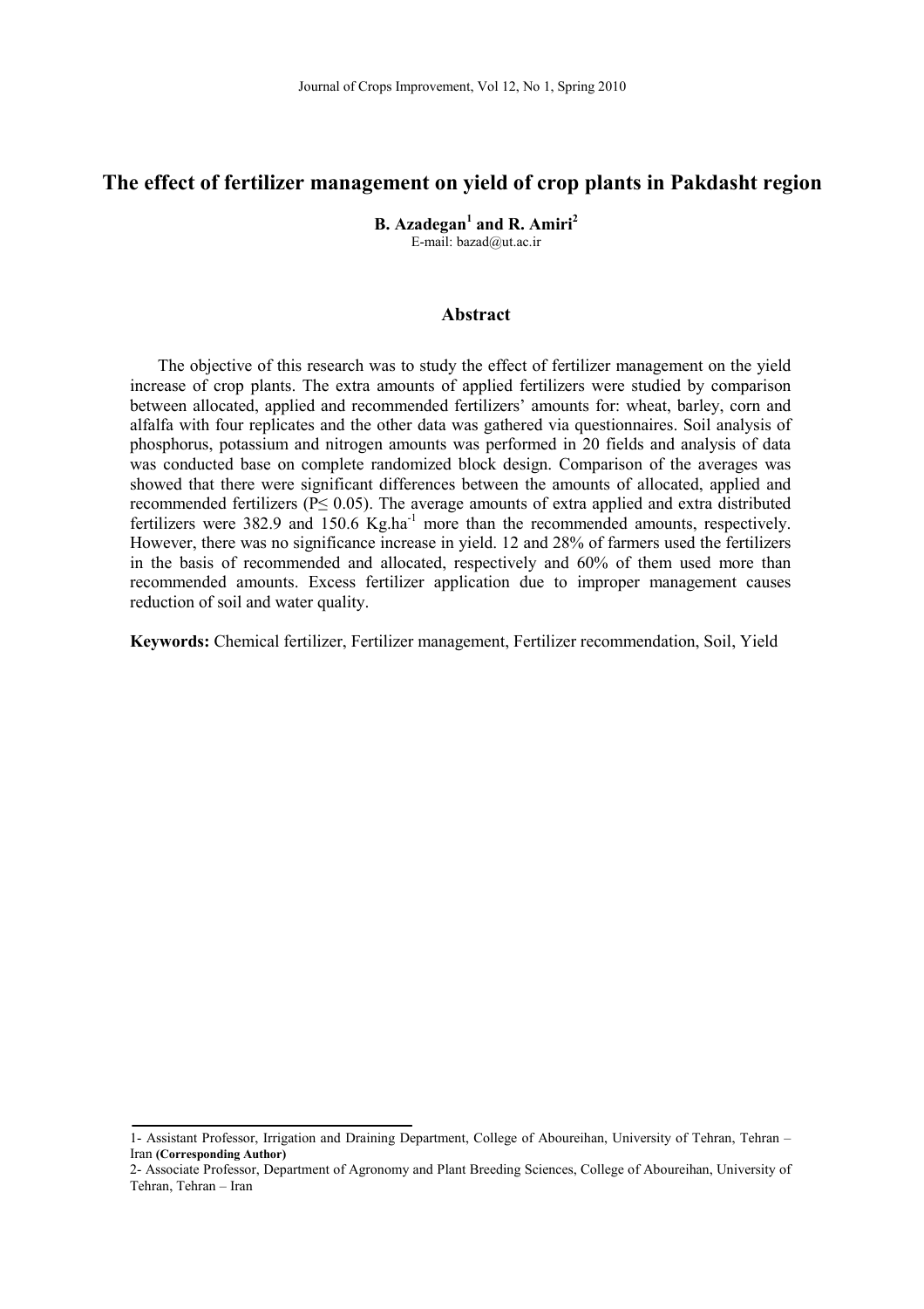# The effect of fertilizer management on yield of crop plants in Pakdasht region

**B. Azadegan[1] and R. Amiri[2]**
E-mail: bazad@ut.ac.ir

## Abstract

The objective of this research was to study the effect of fertilizer management on the yield increase of crop plants. The extra amounts of applied fertilizers were studied by comparison between allocated, applied and recommended fertilizers' amounts for: wheat, barley, corn and alfalfa with four replicates and the other data was gathered via questionnaires. Soil analysis of phosphorus, potassium and nitrogen amounts was performed in 20 fields and analysis of data was conducted base on complete randomized block design. Comparison of the averages was showed that there were significant differences between the amounts of allocated, applied and recommended fertilizers ($P \leq 0.05$). The average amounts of extra applied and extra distributed fertilizers were 382.9 and 150.6 $Kg.ha^{-1}$ more than the recommended amounts, respectively. However, there was no significance increase in yield. 12 and 28% of farmers used the fertilizers in the basis of recommended and allocated, respectively and 60% of them used more than recommended amounts. Excess fertilizer application due to improper management causes reduction of soil and water quality.

**Keywords:** Chemical fertilizer, Fertilizer management, Fertilizer recommendation, Soil, Yield

---

1- Assistant Professor, Irrigation and Draining Department, College of Aboureihan, University of Tehran, Tehran – Iran **(Corresponding Author)**

2- Associate Professor, Department of Agronomy and Plant Breeding Sciences, College of Aboureihan, University of Tehran, Tehran – Iran